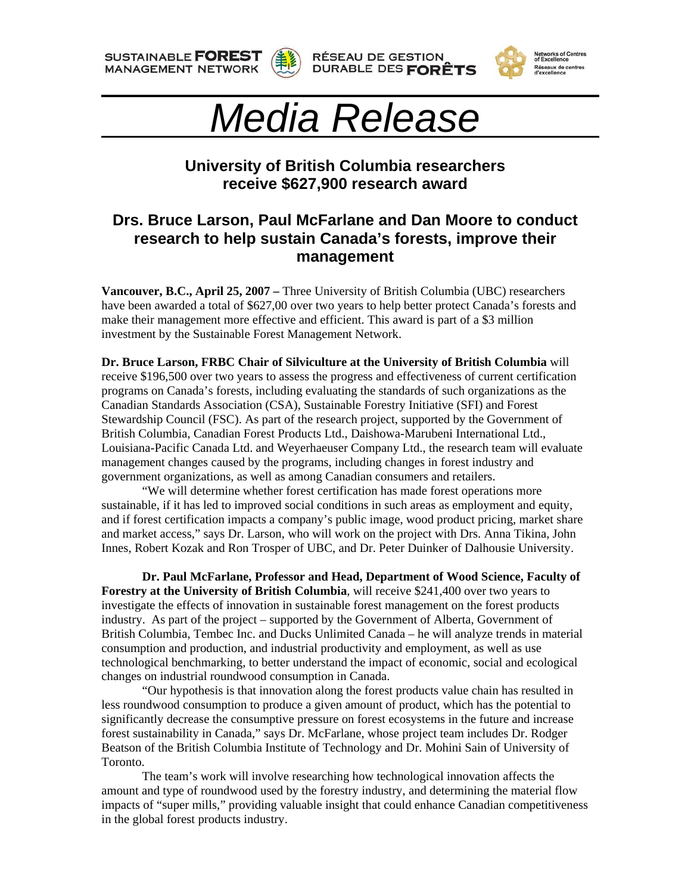SUSTAINABLE **FOREST** MANAGEMENT NETWORK    RÉSEAU DE GESTION DURABLE DES **FORÊTS**    Networks of Centres of Excellence / Réseaux de centres d'excellence

# *Media Release*

## University of British Columbia researchers receive $627,900 research award

## Drs. Bruce Larson, Paul McFarlane and Dan Moore to conduct research to help sustain Canada's forests, improve their management

**Vancouver, B.C., April 25, 2007 –** Three University of British Columbia (UBC) researchers have been awarded a total of $627,00 over two years to help better protect Canada's forests and make their management more effective and efficient. This award is part of a $3 million investment by the Sustainable Forest Management Network.

**Dr. Bruce Larson, FRBC Chair of Silviculture at the University of British Columbia** will receive $196,500 over two years to assess the progress and effectiveness of current certification programs on Canada's forests, including evaluating the standards of such organizations as the Canadian Standards Association (CSA), Sustainable Forestry Initiative (SFI) and Forest Stewardship Council (FSC). As part of the research project, supported by the Government of British Columbia, Canadian Forest Products Ltd., Daishowa-Marubeni International Ltd., Louisiana-Pacific Canada Ltd. and Weyerhaeuser Company Ltd., the research team will evaluate management changes caused by the programs, including changes in forest industry and government organizations, as well as among Canadian consumers and retailers.

"We will determine whether forest certification has made forest operations more sustainable, if it has led to improved social conditions in such areas as employment and equity, and if forest certification impacts a company's public image, wood product pricing, market share and market access," says Dr. Larson, who will work on the project with Drs. Anna Tikina, John Innes, Robert Kozak and Ron Trosper of UBC, and Dr. Peter Duinker of Dalhousie University.

**Dr. Paul McFarlane, Professor and Head, Department of Wood Science, Faculty of Forestry at the University of British Columbia**, will receive $241,400 over two years to investigate the effects of innovation in sustainable forest management on the forest products industry. As part of the project – supported by the Government of Alberta, Government of British Columbia, Tembec Inc. and Ducks Unlimited Canada – he will analyze trends in material consumption and production, and industrial productivity and employment, as well as use technological benchmarking, to better understand the impact of economic, social and ecological changes on industrial roundwood consumption in Canada.

"Our hypothesis is that innovation along the forest products value chain has resulted in less roundwood consumption to produce a given amount of product, which has the potential to significantly decrease the consumptive pressure on forest ecosystems in the future and increase forest sustainability in Canada," says Dr. McFarlane, whose project team includes Dr. Rodger Beatson of the British Columbia Institute of Technology and Dr. Mohini Sain of University of Toronto.

The team's work will involve researching how technological innovation affects the amount and type of roundwood used by the forestry industry, and determining the material flow impacts of "super mills," providing valuable insight that could enhance Canadian competitiveness in the global forest products industry.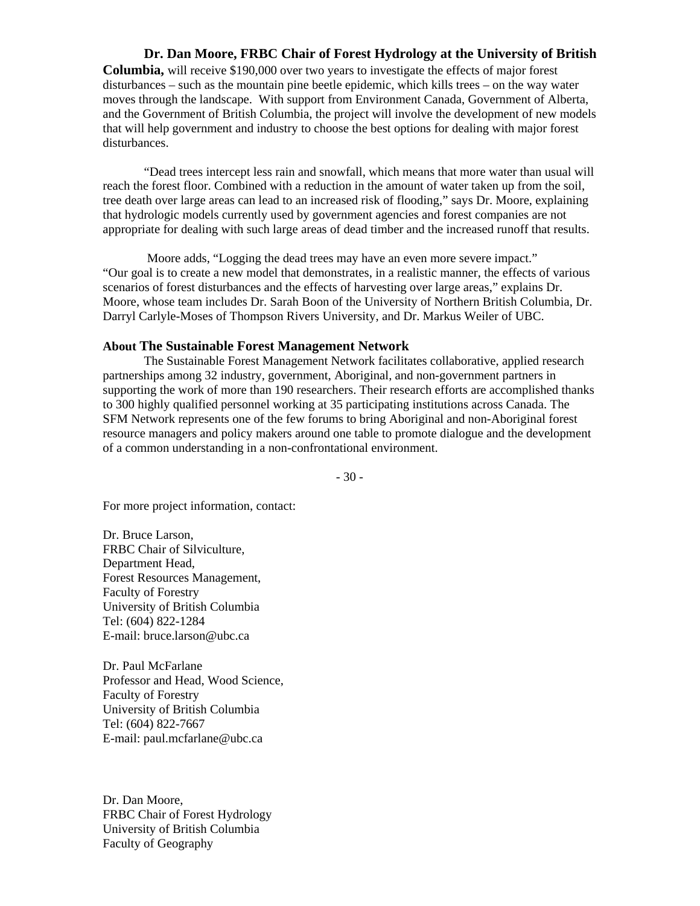**Dr. Dan Moore, FRBC Chair of Forest Hydrology at the University of British Columbia,** will receive $190,000 over two years to investigate the effects of major forest disturbances – such as the mountain pine beetle epidemic, which kills trees – on the way water moves through the landscape. With support from Environment Canada, Government of Alberta, and the Government of British Columbia, the project will involve the development of new models that will help government and industry to choose the best options for dealing with major forest disturbances.

"Dead trees intercept less rain and snowfall, which means that more water than usual will reach the forest floor. Combined with a reduction in the amount of water taken up from the soil, tree death over large areas can lead to an increased risk of flooding," says Dr. Moore, explaining that hydrologic models currently used by government agencies and forest companies are not appropriate for dealing with such large areas of dead timber and the increased runoff that results.

Moore adds, "Logging the dead trees may have an even more severe impact." "Our goal is to create a new model that demonstrates, in a realistic manner, the effects of various scenarios of forest disturbances and the effects of harvesting over large areas," explains Dr. Moore, whose team includes Dr. Sarah Boon of the University of Northern British Columbia, Dr. Darryl Carlyle-Moses of Thompson Rivers University, and Dr. Markus Weiler of UBC.

**About The Sustainable Forest Management Network**

The Sustainable Forest Management Network facilitates collaborative, applied research partnerships among 32 industry, government, Aboriginal, and non-government partners in supporting the work of more than 190 researchers. Their research efforts are accomplished thanks to 300 highly qualified personnel working at 35 participating institutions across Canada. The SFM Network represents one of the few forums to bring Aboriginal and non-Aboriginal forest resource managers and policy makers around one table to promote dialogue and the development of a common understanding in a non-confrontational environment.

- 30 -

For more project information, contact:

Dr. Bruce Larson,
FRBC Chair of Silviculture,
Department Head,
Forest Resources Management,
Faculty of Forestry
University of British Columbia
Tel: (604) 822-1284
E-mail: bruce.larson@ubc.ca

Dr. Paul McFarlane
Professor and Head, Wood Science,
Faculty of Forestry
University of British Columbia
Tel: (604) 822-7667
E-mail: paul.mcfarlane@ubc.ca

Dr. Dan Moore,
FRBC Chair of Forest Hydrology
University of British Columbia
Faculty of Geography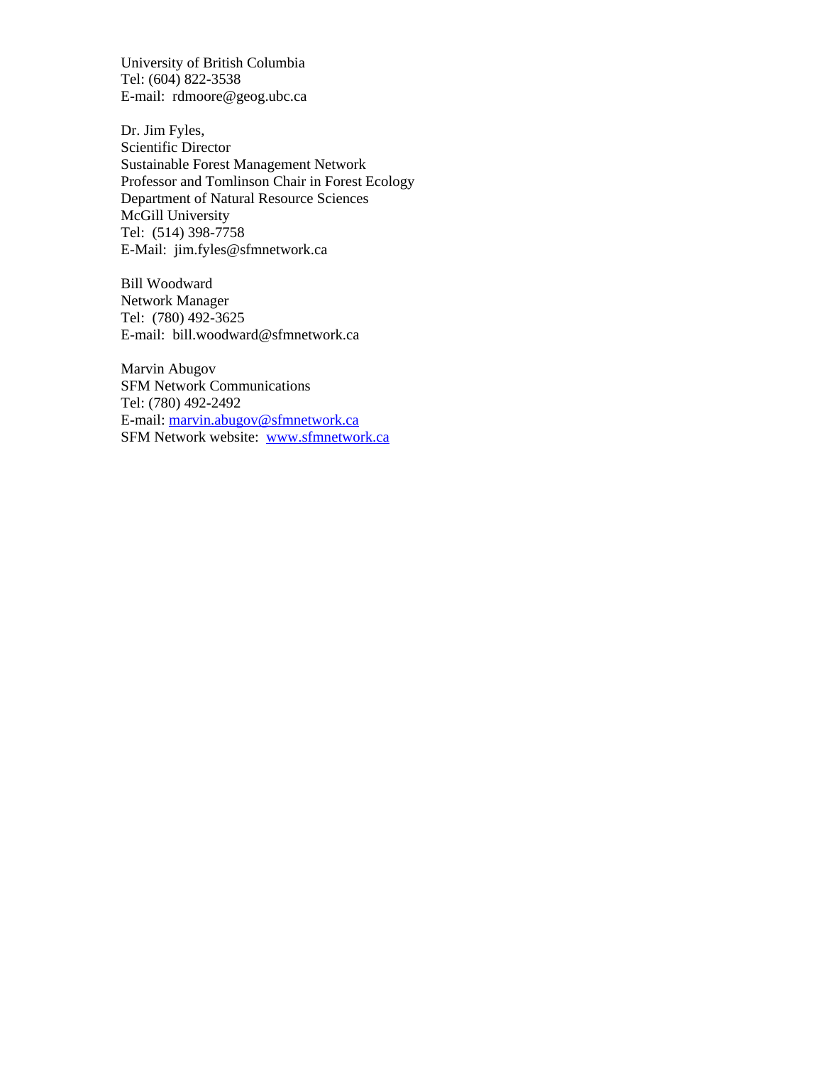University of British Columbia
Tel: (604) 822-3538
E-mail: rdmoore@geog.ubc.ca

Dr. Jim Fyles,
Scientific Director
Sustainable Forest Management Network
Professor and Tomlinson Chair in Forest Ecology
Department of Natural Resource Sciences
McGill University
Tel: (514) 398-7758
E-Mail: jim.fyles@sfmnetwork.ca

Bill Woodward
Network Manager
Tel: (780) 492-3625
E-mail: bill.woodward@sfmnetwork.ca

Marvin Abugov
SFM Network Communications
Tel: (780) 492-2492
E-mail: marvin.abugov@sfmnetwork.ca
SFM Network website: www.sfmnetwork.ca